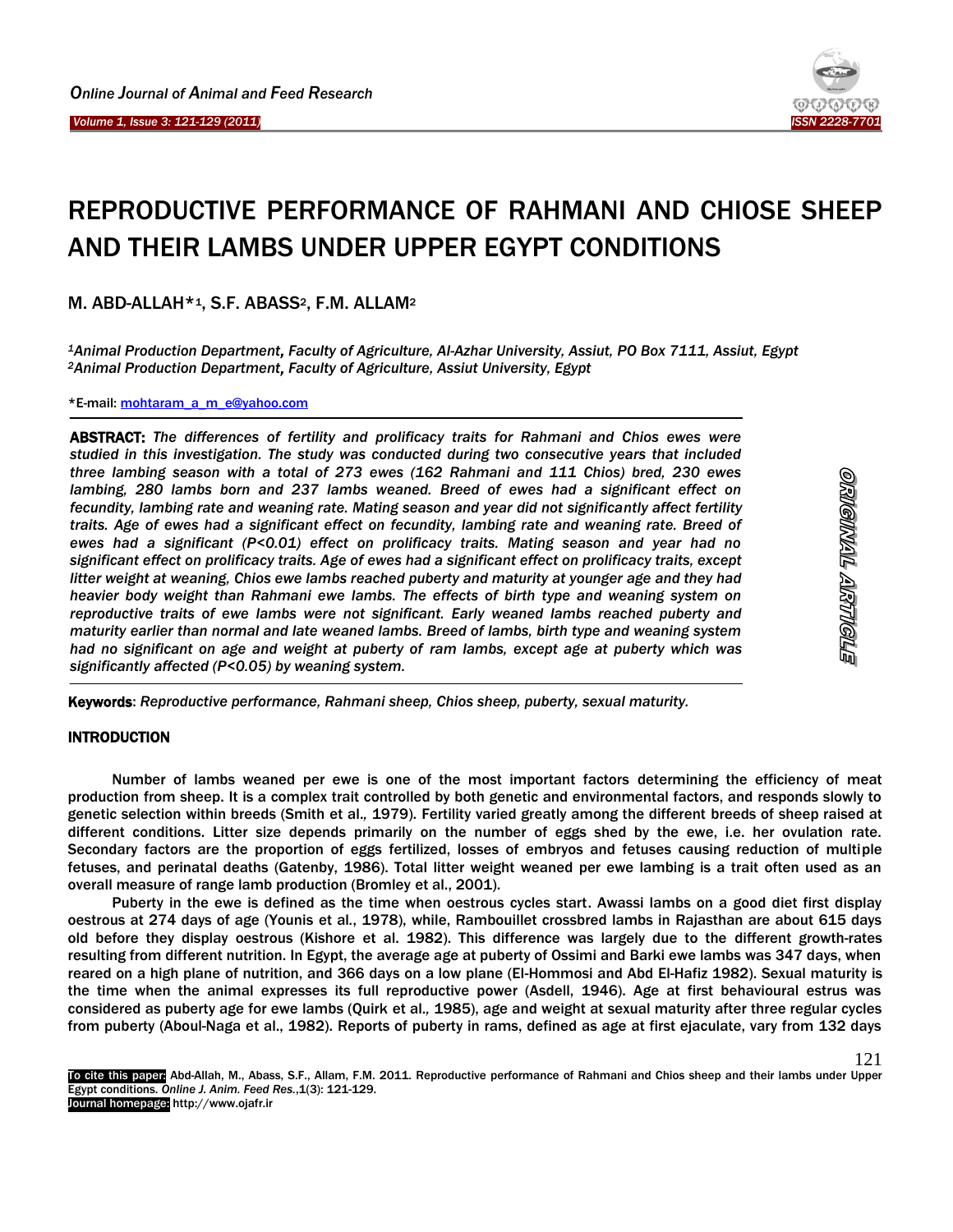# REPRODUCTIVE PERFORMANCE OF RAHMANI AND CHIOSE SHEEP AND THEIR LAMBS UNDER UPPER EGYPT CONDITIONS

**M. ABD-ALLAH*[1], S.F. ABASS[2], F.M. ALLAM[2]**

*[1]Animal Production Department, Faculty of Agriculture, Al-Azhar University, Assiut, PO Box 7111, Assiut, Egypt*
*[2]Animal Production Department, Faculty of Agriculture, Assiut University, Egypt*

*E-mail: mohtaram_a_m_e@yahoo.com

**ABSTRACT:** *The differences of fertility and prolificacy traits for Rahmani and Chios ewes were studied in this investigation. The study was conducted during two consecutive years that included three lambing season with a total of 273 ewes (162 Rahmani and 111 Chios) bred, 230 ewes lambing, 280 lambs born and 237 lambs weaned. Breed of ewes had a significant effect on fecundity, lambing rate and weaning rate. Mating season and year did not significantly affect fertility traits. Age of ewes had a significant effect on fecundity, lambing rate and weaning rate. Breed of ewes had a significant (P<0.01) effect on prolificacy traits. Mating season and year had no significant effect on prolificacy traits. Age of ewes had a significant effect on prolificacy traits, except litter weight at weaning, Chios ewe lambs reached puberty and maturity at younger age and they had heavier body weight than Rahmani ewe lambs. The effects of birth type and weaning system on reproductive traits of ewe lambs were not significant. Early weaned lambs reached puberty and maturity earlier than normal and late weaned lambs. Breed of lambs, birth type and weaning system had no significant on age and weight at puberty of ram lambs, except age at puberty which was significantly affected (P<0.05) by weaning system.*

**ORIGINAL ARTICLE**

**Keywords**: *Reproductive performance, Rahmani sheep, Chios sheep, puberty, sexual maturity.*

## INTRODUCTION

Number of lambs weaned per ewe is one of the most important factors determining the efficiency of meat production from sheep. It is a complex trait controlled by both genetic and environmental factors, and responds slowly to genetic selection within breeds (Smith et al., 1979). Fertility varied greatly among the different breeds of sheep raised at different conditions. Litter size depends primarily on the number of eggs shed by the ewe, i.e. her ovulation rate. Secondary factors are the proportion of eggs fertilized, losses of embryos and fetuses causing reduction of multiple fetuses, and perinatal deaths (Gatenby, 1986). Total litter weight weaned per ewe lambing is a trait often used as an overall measure of range lamb production (Bromley et al., 2001).

Puberty in the ewe is defined as the time when oestrous cycles start. Awassi lambs on a good diet first display oestrous at 274 days of age (Younis et al., 1978), while, Rambouillet crossbred lambs in Rajasthan are about 615 days old before they display oestrous (Kishore et al. 1982). This difference was largely due to the different growth-rates resulting from different nutrition. In Egypt, the average age at puberty of Ossimi and Barki ewe lambs was 347 days, when reared on a high plane of nutrition, and 366 days on a low plane (El-Hommosi and Abd El-Hafiz 1982). Sexual maturity is the time when the animal expresses its full reproductive power (Asdell, 1946). Age at first behavioural estrus was considered as puberty age for ewe lambs (Quirk et al., 1985), age and weight at sexual maturity after three regular cycles from puberty (Aboul-Naga et al., 1982). Reports of puberty in rams, defined as age at first ejaculate, vary from 132 days

**To cite this paper:** Abd-Allah, M., Abass, S.F., Allam, F.M. 2011. Reproductive performance of Rahmani and Chios sheep and their lambs under Upper Egypt conditions. *Online J. Anim. Feed Res.*,1(3): 121-129.
**Journal homepage:** http://www.ojafr.ir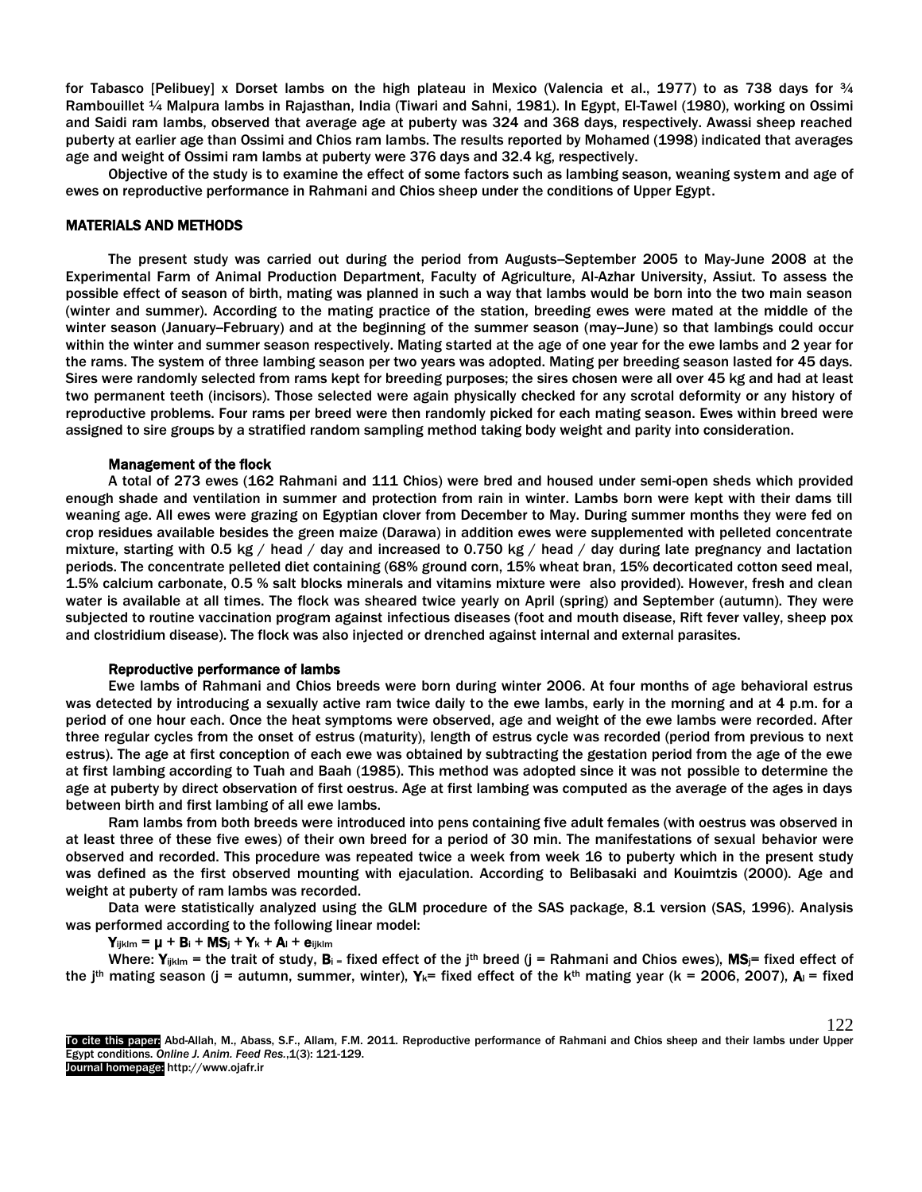for Tabasco [Pelibuey] x Dorset lambs on the high plateau in Mexico (Valencia et al., 1977) to as 738 days for ¾ Rambouillet ¼ Malpura lambs in Rajasthan, India (Tiwari and Sahni, 1981). In Egypt, El-Tawel (1980), working on Ossimi and Saidi ram lambs, observed that average age at puberty was 324 and 368 days, respectively. Awassi sheep reached puberty at earlier age than Ossimi and Chios ram lambs. The results reported by Mohamed (1998) indicated that averages age and weight of Ossimi ram lambs at puberty were 376 days and 32.4 kg, respectively.

Objective of the study is to examine the effect of some factors such as lambing season, weaning system and age of ewes on reproductive performance in Rahmani and Chios sheep under the conditions of Upper Egypt.

## MATERIALS AND METHODS

The present study was carried out during the period from Augusts–September 2005 to May-June 2008 at the Experimental Farm of Animal Production Department, Faculty of Agriculture, Al-Azhar University, Assiut. To assess the possible effect of season of birth, mating was planned in such a way that lambs would be born into the two main season (winter and summer). According to the mating practice of the station, breeding ewes were mated at the middle of the winter season (January–February) and at the beginning of the summer season (may–June) so that lambings could occur within the winter and summer season respectively. Mating started at the age of one year for the ewe lambs and 2 year for the rams. The system of three lambing season per two years was adopted. Mating per breeding season lasted for 45 days. Sires were randomly selected from rams kept for breeding purposes; the sires chosen were all over 45 kg and had at least two permanent teeth (incisors). Those selected were again physically checked for any scrotal deformity or any history of reproductive problems. Four rams per breed were then randomly picked for each mating season. Ewes within breed were assigned to sire groups by a stratified random sampling method taking body weight and parity into consideration.

### Management of the flock

A total of 273 ewes (162 Rahmani and 111 Chios) were bred and housed under semi-open sheds which provided enough shade and ventilation in summer and protection from rain in winter. Lambs born were kept with their dams till weaning age. All ewes were grazing on Egyptian clover from December to May. During summer months they were fed on crop residues available besides the green maize (Darawa) in addition ewes were supplemented with pelleted concentrate mixture, starting with 0.5 kg / head / day and increased to 0.750 kg / head / day during late pregnancy and lactation periods. The concentrate pelleted diet containing (68% ground corn, 15% wheat bran, 15% decorticated cotton seed meal, 1.5% calcium carbonate, 0.5 % salt blocks minerals and vitamins mixture were also provided). However, fresh and clean water is available at all times. The flock was sheared twice yearly on April (spring) and September (autumn). They were subjected to routine vaccination program against infectious diseases (foot and mouth disease, Rift fever valley, sheep pox and clostridium disease). The flock was also injected or drenched against internal and external parasites.

### Reproductive performance of lambs

Ewe lambs of Rahmani and Chios breeds were born during winter 2006. At four months of age behavioral estrus was detected by introducing a sexually active ram twice daily to the ewe lambs, early in the morning and at 4 p.m. for a period of one hour each. Once the heat symptoms were observed, age and weight of the ewe lambs were recorded. After three regular cycles from the onset of estrus (maturity), length of estrus cycle was recorded (period from previous to next estrus). The age at first conception of each ewe was obtained by subtracting the gestation period from the age of the ewe at first lambing according to Tuah and Baah (1985). This method was adopted since it was not possible to determine the age at puberty by direct observation of first oestrus. Age at first lambing was computed as the average of the ages in days between birth and first lambing of all ewe lambs.

Ram lambs from both breeds were introduced into pens containing five adult females (with oestrus was observed in at least three of these five ewes) of their own breed for a period of 30 min. The manifestations of sexual behavior were observed and recorded. This procedure was repeated twice a week from week 16 to puberty which in the present study was defined as the first observed mounting with ejaculation. According to Belibasaki and Kouimtzis (2000). Age and weight at puberty of ram lambs was recorded.

Data were statistically analyzed using the GLM procedure of the SAS package, 8.1 version (SAS, 1996). Analysis was performed according to the following linear model:

$$Y_{ijklm} = \mu + B_i + MS_j + Y_k + A_l + e_{ijklm}$$

Where: $Y_{ijklm}$ = the trait of study, $B_i$ = fixed effect of the $j^{th}$ breed (j = Rahmani and Chios ewes), $MS_j$ = fixed effect of the $j^{th}$ mating season (j = autumn, summer, winter), $Y_k$ = fixed effect of the $k^{th}$ mating year (k = 2006, 2007), $A_l$ = fixed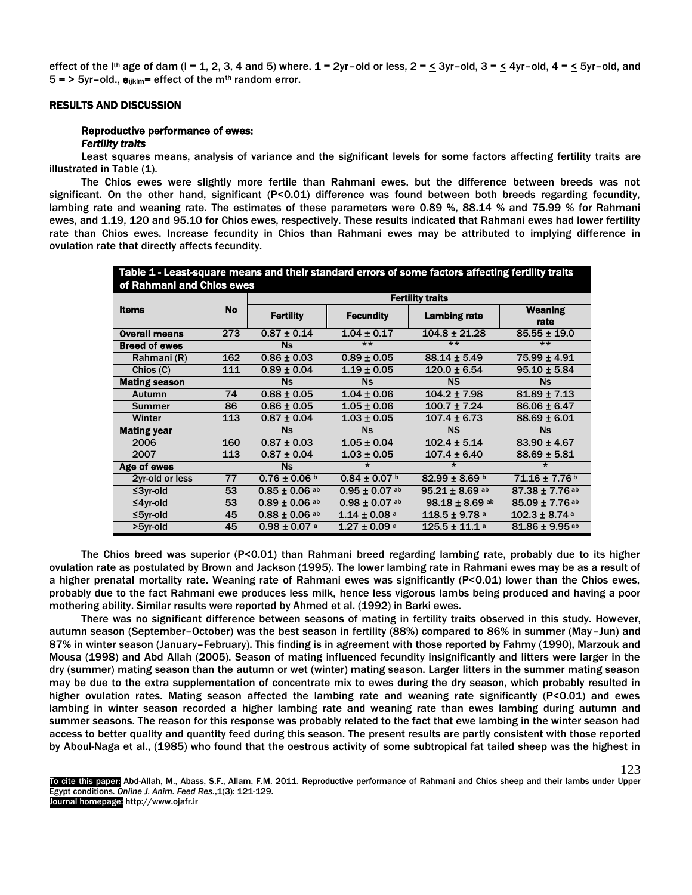effect of the $l^{th}$ age of dam (l = 1, 2, 3, 4 and 5) where. 1 = 2yr–old or less, 2 = ≤ 3yr–old, 3 = ≤ 4yr–old, 4 = ≤ 5yr–old, and 5 = > 5yr–old., $e_{ijklm}$= effect of the $m^{th}$ random error.

## RESULTS AND DISCUSSION

### Reproductive performance of ewes:

#### *Fertility traits*

Least squares means, analysis of variance and the significant levels for some factors affecting fertility traits are illustrated in Table (1).

The Chios ewes were slightly more fertile than Rahmani ewes, but the difference between breeds was not significant. On the other hand, significant (P<0.01) difference was found between both breeds regarding fecundity, lambing rate and weaning rate. The estimates of these parameters were 0.89 %, 88.14 % and 75.99 % for Rahmani ewes, and 1.19, 120 and 95.10 for Chios ewes, respectively. These results indicated that Rahmani ewes had lower fertility rate than Chios ewes. Increase fecundity in Chios than Rahmani ewes may be attributed to implying difference in ovulation rate that directly affects fecundity.

**Table 1 - Least-square means and their standard errors of some factors affecting fertility traits of Rahmani and Chios ewes**

| Items | No | Fertility traits | | | |
|---|---|---|---|---|---|
| | | Fertility | Fecundity | Lambing rate | Weaning rate |
| **Overall means** | 273 | 0.87 ± 0.14 | 1.04 ± 0.17 | 104.8 ± 21.28 | 85.55 ± 19.0 |
| **Breed of ewes** | | Ns | ** | ** | ** |
| Rahmani (R) | 162 | 0.86 ± 0.03 | 0.89 ± 0.05 | 88.14 ± 5.49 | 75.99 ± 4.91 |
| Chios (C) | 111 | 0.89 ± 0.04 | 1.19 ± 0.05 | 120.0 ± 6.54 | 95.10 ± 5.84 |
| **Mating season** | | Ns | Ns | NS | Ns |
| Autumn | 74 | 0.88 ± 0.05 | 1.04 ± 0.06 | 104.2 ± 7.98 | 81.89 ± 7.13 |
| Summer | 86 | 0.86 ± 0.05 | 1.05 ± 0.06 | 100.7 ± 7.24 | 86.06 ± 6.47 |
| Winter | 113 | 0.87 ± 0.04 | 1.03 ± 0.05 | 107.4 ± 6.73 | 88.69 ± 6.01 |
| **Mating year** | | Ns | Ns | NS | Ns |
| 2006 | 160 | 0.87 ± 0.03 | 1.05 ± 0.04 | 102.4 ± 5.14 | 83.90 ± 4.67 |
| 2007 | 113 | 0.87 ± 0.04 | 1.03 ± 0.05 | 107.4 ± 6.40 | 88.69 ± 5.81 |
| **Age of ewes** | | Ns | * | * | * |
| 2yr-old or less | 77 | 0.76 ± 0.06 [b] | 0.84 ± 0.07 [b] | 82.99 ± 8.69 [b] | 71.16 ± 7.76 [b] |
| ≤3yr-old | 53 | 0.85 ± 0.06 [ab] | 0.95 ± 0.07 [ab] | 95.21 ± 8.69 [ab] | 87.38 ± 7.76 [ab] |
| ≤4yr-old | 53 | 0.89 ± 0.06 [ab] | 0.98 ± 0.07 [ab] | 98.18 ± 8.69 [ab] | 85.09 ± 7.76 [ab] |
| ≤5yr-old | 45 | 0.88 ± 0.06 [ab] | 1.14 ± 0.08 [a] | 118.5 ± 9.78 [a] | 102.3 ± 8.74 [a] |
| >5yr-old | 45 | 0.98 ± 0.07 [a] | 1.27 ± 0.09 [a] | 125.5 ± 11.1 [a] | 81.86 ± 9.95 [ab] |

The Chios breed was superior (P<0.01) than Rahmani breed regarding lambing rate, probably due to its higher ovulation rate as postulated by Brown and Jackson (1995). The lower lambing rate in Rahmani ewes may be as a result of a higher prenatal mortality rate. Weaning rate of Rahmani ewes was significantly (P<0.01) lower than the Chios ewes, probably due to the fact Rahmani ewe produces less milk, hence less vigorous lambs being produced and having a poor mothering ability. Similar results were reported by Ahmed et al. (1992) in Barki ewes.

There was no significant difference between seasons of mating in fertility traits observed in this study. However, autumn season (September–October) was the best season in fertility (88%) compared to 86% in summer (May–Jun) and 87% in winter season (January–February). This finding is in agreement with those reported by Fahmy (1990), Marzouk and Mousa (1998) and Abd Allah (2005). Season of mating influenced fecundity insignificantly and litters were larger in the dry (summer) mating season than the autumn or wet (winter) mating season. Larger litters in the summer mating season may be due to the extra supplementation of concentrate mix to ewes during the dry season, which probably resulted in higher ovulation rates. Mating season affected the lambing rate and weaning rate significantly (P<0.01) and ewes lambing in winter season recorded a higher lambing rate and weaning rate than ewes lambing during autumn and summer seasons. The reason for this response was probably related to the fact that ewe lambing in the winter season had access to better quality and quantity feed during this season. The present results are partly consistent with those reported by Aboul-Naga et al., (1985) who found that the oestrous activity of some subtropical fat tailed sheep was the highest in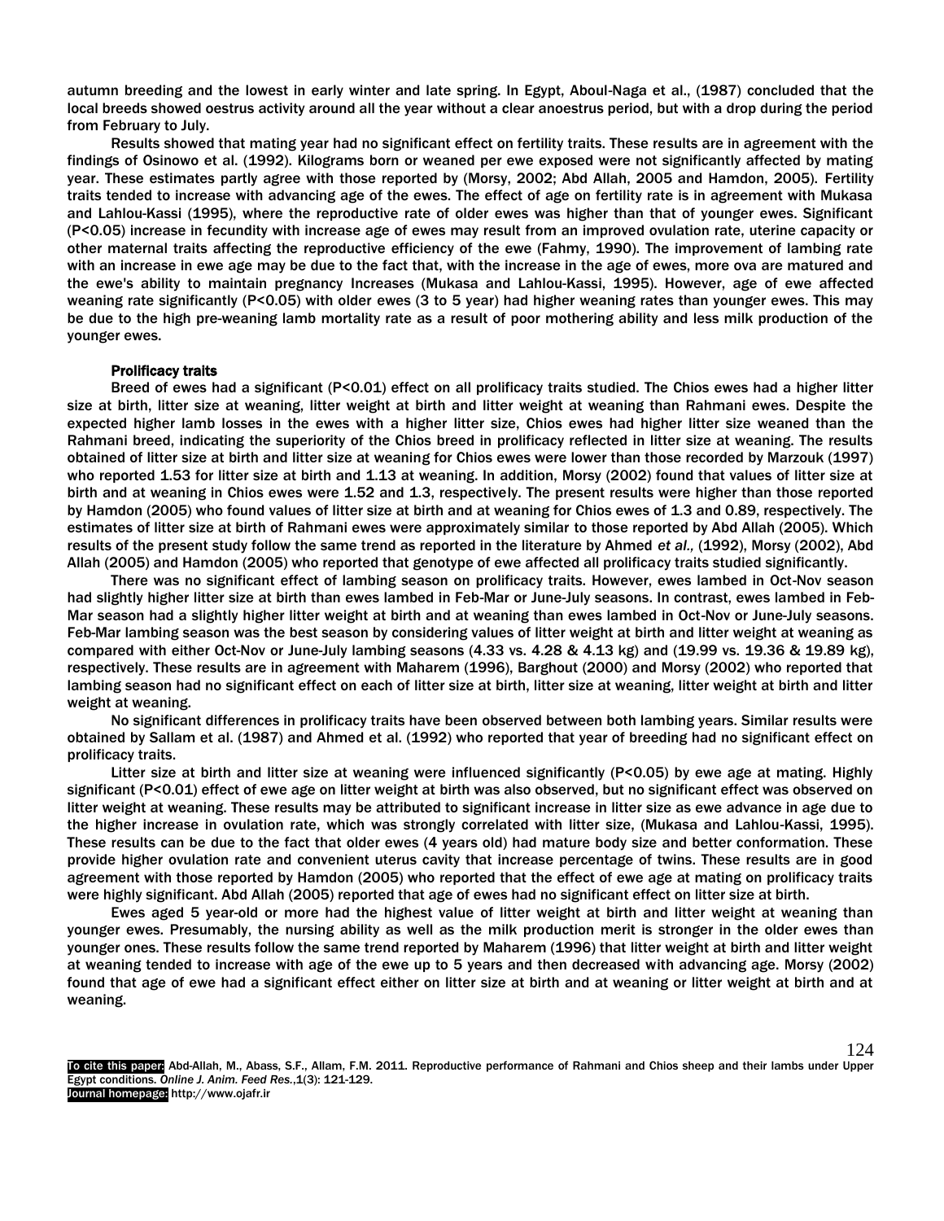autumn breeding and the lowest in early winter and late spring. In Egypt, Aboul-Naga et al., (1987) concluded that the local breeds showed oestrus activity around all the year without a clear anoestrus period, but with a drop during the period from February to July.

Results showed that mating year had no significant effect on fertility traits. These results are in agreement with the findings of Osinowo et al. (1992). Kilograms born or weaned per ewe exposed were not significantly affected by mating year. These estimates partly agree with those reported by (Morsy, 2002; Abd Allah, 2005 and Hamdon, 2005). Fertility traits tended to increase with advancing age of the ewes. The effect of age on fertility rate is in agreement with Mukasa and Lahlou-Kassi (1995), where the reproductive rate of older ewes was higher than that of younger ewes. Significant (P<0.05) increase in fecundity with increase age of ewes may result from an improved ovulation rate, uterine capacity or other maternal traits affecting the reproductive efficiency of the ewe (Fahmy, 1990). The improvement of lambing rate with an increase in ewe age may be due to the fact that, with the increase in the age of ewes, more ova are matured and the ewe's ability to maintain pregnancy Increases (Mukasa and Lahlou-Kassi, 1995). However, age of ewe affected weaning rate significantly (P<0.05) with older ewes (3 to 5 year) had higher weaning rates than younger ewes. This may be due to the high pre-weaning lamb mortality rate as a result of poor mothering ability and less milk production of the younger ewes.

### Prolificacy traits

Breed of ewes had a significant (P<0.01) effect on all prolificacy traits studied. The Chios ewes had a higher litter size at birth, litter size at weaning, litter weight at birth and litter weight at weaning than Rahmani ewes. Despite the expected higher lamb losses in the ewes with a higher litter size, Chios ewes had higher litter size weaned than the Rahmani breed, indicating the superiority of the Chios breed in prolificacy reflected in litter size at weaning. The results obtained of litter size at birth and litter size at weaning for Chios ewes were lower than those recorded by Marzouk (1997) who reported 1.53 for litter size at birth and 1.13 at weaning. In addition, Morsy (2002) found that values of litter size at birth and at weaning in Chios ewes were 1.52 and 1.3, respectively. The present results were higher than those reported by Hamdon (2005) who found values of litter size at birth and at weaning for Chios ewes of 1.3 and 0.89, respectively. The estimates of litter size at birth of Rahmani ewes were approximately similar to those reported by Abd Allah (2005). Which results of the present study follow the same trend as reported in the literature by Ahmed *et al.,* (1992), Morsy (2002), Abd Allah (2005) and Hamdon (2005) who reported that genotype of ewe affected all prolificacy traits studied significantly.

There was no significant effect of lambing season on prolificacy traits. However, ewes lambed in Oct-Nov season had slightly higher litter size at birth than ewes lambed in Feb-Mar or June-July seasons. In contrast, ewes lambed in Feb-Mar season had a slightly higher litter weight at birth and at weaning than ewes lambed in Oct-Nov or June-July seasons. Feb-Mar lambing season was the best season by considering values of litter weight at birth and litter weight at weaning as compared with either Oct-Nov or June-July lambing seasons (4.33 vs. 4.28 & 4.13 kg) and (19.99 vs. 19.36 & 19.89 kg), respectively. These results are in agreement with Maharem (1996), Barghout (2000) and Morsy (2002) who reported that lambing season had no significant effect on each of litter size at birth, litter size at weaning, litter weight at birth and litter weight at weaning.

No significant differences in prolificacy traits have been observed between both lambing years. Similar results were obtained by Sallam et al. (1987) and Ahmed et al. (1992) who reported that year of breeding had no significant effect on prolificacy traits.

Litter size at birth and litter size at weaning were influenced significantly (P<0.05) by ewe age at mating. Highly significant (P<0.01) effect of ewe age on litter weight at birth was also observed, but no significant effect was observed on litter weight at weaning. These results may be attributed to significant increase in litter size as ewe advance in age due to the higher increase in ovulation rate, which was strongly correlated with litter size, (Mukasa and Lahlou-Kassi, 1995). These results can be due to the fact that older ewes (4 years old) had mature body size and better conformation. These provide higher ovulation rate and convenient uterus cavity that increase percentage of twins. These results are in good agreement with those reported by Hamdon (2005) who reported that the effect of ewe age at mating on prolificacy traits were highly significant. Abd Allah (2005) reported that age of ewes had no significant effect on litter size at birth.

Ewes aged 5 year-old or more had the highest value of litter weight at birth and litter weight at weaning than younger ewes. Presumably, the nursing ability as well as the milk production merit is stronger in the older ewes than younger ones. These results follow the same trend reported by Maharem (1996) that litter weight at birth and litter weight at weaning tended to increase with age of the ewe up to 5 years and then decreased with advancing age. Morsy (2002) found that age of ewe had a significant effect either on litter size at birth and at weaning or litter weight at birth and at weaning.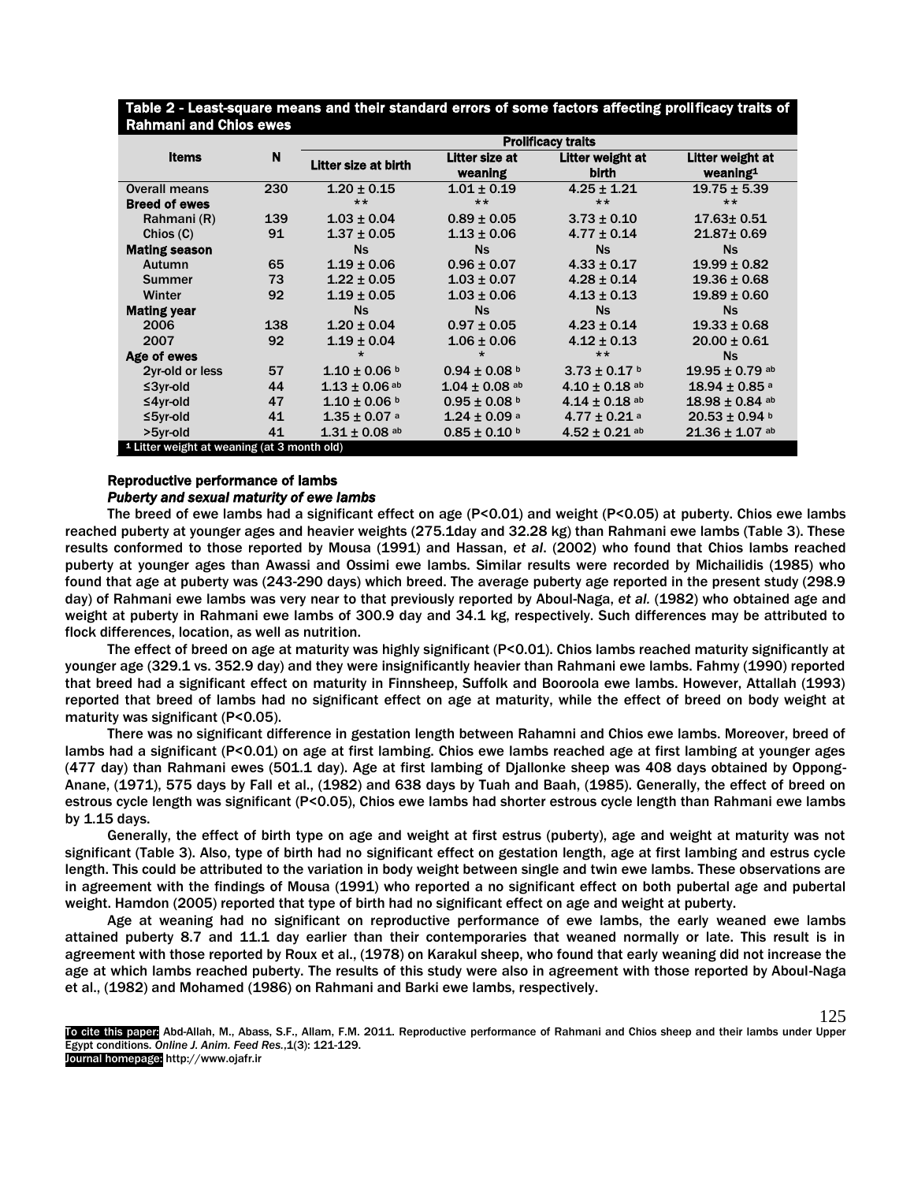**Table 2 - Least-square means and their standard errors of some factors affecting prolificacy traits of Rahmani and Chios ewes**

| Items | N | Prolificacy traits | | | |
|---|---|---|---|---|---|
| | | Litter size at birth | Litter size at weaning | Litter weight at birth | Litter weight at weaning[1] |
| Overall means | 230 | 1.20 ± 0.15 | 1.01 ± 0.19 | 4.25 ± 1.21 | 19.75 ± 5.39 |
| **Breed of ewes** | | ** | ** | ** | ** |
| Rahmani (R) | 139 | 1.03 ± 0.04 | 0.89 ± 0.05 | 3.73 ± 0.10 | 17.63± 0.51 |
| Chios (C) | 91 | 1.37 ± 0.05 | 1.13 ± 0.06 | 4.77 ± 0.14 | 21.87± 0.69 |
| **Mating season** | | Ns | Ns | Ns | Ns |
| Autumn | 65 | 1.19 ± 0.06 | 0.96 ± 0.07 | 4.33 ± 0.17 | 19.99 ± 0.82 |
| Summer | 73 | 1.22 ± 0.05 | 1.03 ± 0.07 | 4.28 ± 0.14 | 19.36 ± 0.68 |
| Winter | 92 | 1.19 ± 0.05 | 1.03 ± 0.06 | 4.13 ± 0.13 | 19.89 ± 0.60 |
| **Mating year** | | Ns | Ns | Ns | Ns |
| 2006 | 138 | 1.20 ± 0.04 | 0.97 ± 0.05 | 4.23 ± 0.14 | 19.33 ± 0.68 |
| 2007 | 92 | 1.19 ± 0.04 | 1.06 ± 0.06 | 4.12 ± 0.13 | 20.00 ± 0.61 |
| **Age of ewes** | | * | * | ** | Ns |
| 2yr-old or less | 57 | 1.10 ± 0.06 [b] | 0.94 ± 0.08 [b] | 3.73 ± 0.17 [b] | 19.95 ± 0.79 [ab] |
| ≤3yr-old | 44 | 1.13 ± 0.06 [ab] | 1.04 ± 0.08 [ab] | 4.10 ± 0.18 [ab] | 18.94 ± 0.85 [a] |
| ≤4yr-old | 47 | 1.10 ± 0.06 [b] | 0.95 ± 0.08 [b] | 4.14 ± 0.18 [ab] | 18.98 ± 0.84 [ab] |
| ≤5yr-old | 41 | 1.35 ± 0.07 [a] | 1.24 ± 0.09 [a] | 4.77 ± 0.21 [a] | 20.53 ± 0.94 [b] |
| >5yr-old | 41 | 1.31 ± 0.08 [ab] | 0.85 ± 0.10 [b] | 4.52 ± 0.21 [ab] | 21.36 ± 1.07 [ab] |

[1] Litter weight at weaning (at 3 month old)

### Reproductive performance of lambs

#### *Puberty and sexual maturity of ewe lambs*

The breed of ewe lambs had a significant effect on age ($P<0.01$) and weight ($P<0.05$) at puberty. Chios ewe lambs reached puberty at younger ages and heavier weights (275.1day and 32.28 kg) than Rahmani ewe lambs (Table 3). These results conformed to those reported by Mousa (1991) and Hassan, *et al*. (2002) who found that Chios lambs reached puberty at younger ages than Awassi and Ossimi ewe lambs. Similar results were recorded by Michailidis (1985) who found that age at puberty was (243-290 days) which breed. The average puberty age reported in the present study (298.9 day) of Rahmani ewe lambs was very near to that previously reported by Aboul-Naga, *et al.* (1982) who obtained age and weight at puberty in Rahmani ewe lambs of 300.9 day and 34.1 kg, respectively. Such differences may be attributed to flock differences, location, as well as nutrition.

The effect of breed on age at maturity was highly significant ($P<0.01$). Chios lambs reached maturity significantly at younger age (329.1 vs. 352.9 day) and they were insignificantly heavier than Rahmani ewe lambs. Fahmy (1990) reported that breed had a significant effect on maturity in Finnsheep, Suffolk and Booroola ewe lambs. However, Attallah (1993) reported that breed of lambs had no significant effect on age at maturity, while the effect of breed on body weight at maturity was significant ($P<0.05$).

There was no significant difference in gestation length between Rahamni and Chios ewe lambs. Moreover, breed of lambs had a significant ($P<0.01$) on age at first lambing. Chios ewe lambs reached age at first lambing at younger ages (477 day) than Rahmani ewes (501.1 day). Age at first lambing of Djallonke sheep was 408 days obtained by Oppong-Anane, (1971), 575 days by Fall et al., (1982) and 638 days by Tuah and Baah, (1985). Generally, the effect of breed on estrous cycle length was significant ($P<0.05$), Chios ewe lambs had shorter estrous cycle length than Rahmani ewe lambs by 1.15 days.

Generally, the effect of birth type on age and weight at first estrus (puberty), age and weight at maturity was not significant (Table 3). Also, type of birth had no significant effect on gestation length, age at first lambing and estrus cycle length. This could be attributed to the variation in body weight between single and twin ewe lambs. These observations are in agreement with the findings of Mousa (1991) who reported a no significant effect on both pubertal age and pubertal weight. Hamdon (2005) reported that type of birth had no significant effect on age and weight at puberty.

Age at weaning had no significant on reproductive performance of ewe lambs, the early weaned ewe lambs attained puberty 8.7 and 11.1 day earlier than their contemporaries that weaned normally or late. This result is in agreement with those reported by Roux et al., (1978) on Karakul sheep, who found that early weaning did not increase the age at which lambs reached puberty. The results of this study were also in agreement with those reported by Aboul-Naga et al., (1982) and Mohamed (1986) on Rahmani and Barki ewe lambs, respectively.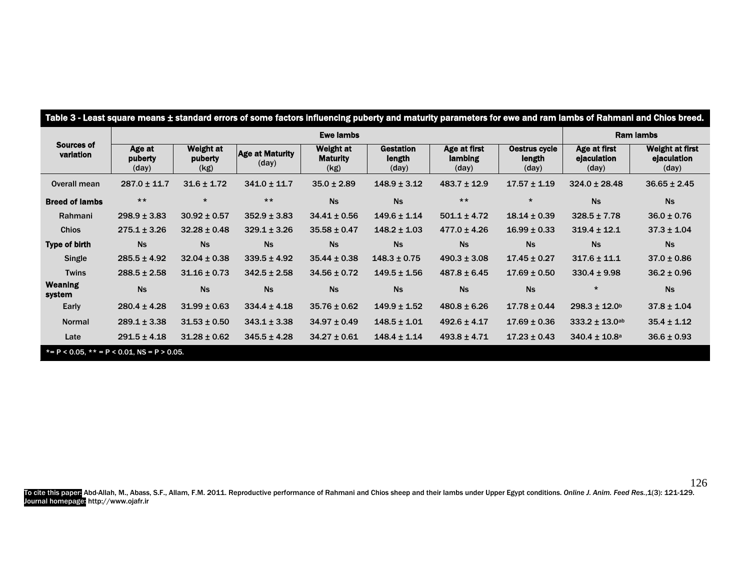Table 3 - Least square means ± standard errors of some factors influencing puberty and maturity parameters for ewe and ram lambs of Rahmani and Chios breed.

| Sources of variation | Ewe lambs | | | | | | | Ram lambs | |
|---|---|---|---|---|---|---|---|---|---|
| | Age at puberty (day) | Weight at puberty (kg) | Age at Maturity (day) | Weight at Maturity (kg) | Gestation length (day) | Age at first lambing (day) | Oestrus cycle length (day) | Age at first ejaculation (day) | Weight at first ejaculation (day) |
| Overall mean | 287.0 ± 11.7 | 31.6 ± 1.72 | 341.0 ± 11.7 | 35.0 ± 2.89 | 148.9 ± 3.12 | 483.7 ± 12.9 | 17.57 ± 1.19 | 324.0 ± 28.48 | 36.65 ± 2.45 |
| **Breed of lambs** | ** | * | ** | Ns | Ns | ** | * | Ns | Ns |
| Rahmani | 298.9 ± 3.83 | 30.92 ± 0.57 | 352.9 ± 3.83 | 34.41 ± 0.56 | 149.6 ± 1.14 | 501.1 ± 4.72 | 18.14 ± 0.39 | 328.5 ± 7.78 | 36.0 ± 0.76 |
| Chios | 275.1 ± 3.26 | 32.28 ± 0.48 | 329.1 ± 3.26 | 35.58 ± 0.47 | 148.2 ± 1.03 | 477.0 ± 4.26 | 16.99 ± 0.33 | 319.4 ± 12.1 | 37.3 ± 1.04 |
| **Type of birth** | Ns | Ns | Ns | Ns | Ns | Ns | Ns | Ns | Ns |
| Single | 285.5 ± 4.92 | 32.04 ± 0.38 | 339.5 ± 4.92 | 35.44 ± 0.38 | 148.3 ± 0.75 | 490.3 ± 3.08 | 17.45 ± 0.27 | 317.6 ± 11.1 | 37.0 ± 0.86 |
| Twins | 288.5 ± 2.58 | 31.16 ± 0.73 | 342.5 ± 2.58 | 34.56 ± 0.72 | 149.5 ± 1.56 | 487.8 ± 6.45 | 17.69 ± 0.50 | 330.4 ± 9.98 | 36.2 ± 0.96 |
| **Weaning system** | Ns | Ns | Ns | Ns | Ns | Ns | Ns | * | Ns |
| Early | 280.4 ± 4.28 | 31.99 ± 0.63 | 334.4 ± 4.18 | 35.76 ± 0.62 | 149.9 ± 1.52 | 480.8 ± 6.26 | 17.78 ± 0.44 | 298.3 ± 12.0[b] | 37.8 ± 1.04 |
| Normal | 289.1 ± 3.38 | 31.53 ± 0.50 | 343.1 ± 3.38 | 34.97 ± 0.49 | 148.5 ± 1.01 | 492.6 ± 4.17 | 17.69 ± 0.36 | 333.2 ± 13.0[ab] | 35.4 ± 1.12 |
| Late | 291.5 ± 4.18 | 31.28 ± 0.62 | 345.5 ± 4.28 | 34.27 ± 0.61 | 148.4 ± 1.14 | 493.8 ± 4.71 | 17.23 ± 0.43 | 340.4 ± 10.8[a] | 36.6 ± 0.93 |

*= P < 0.05, ** = P < 0.01, NS = P > 0.05.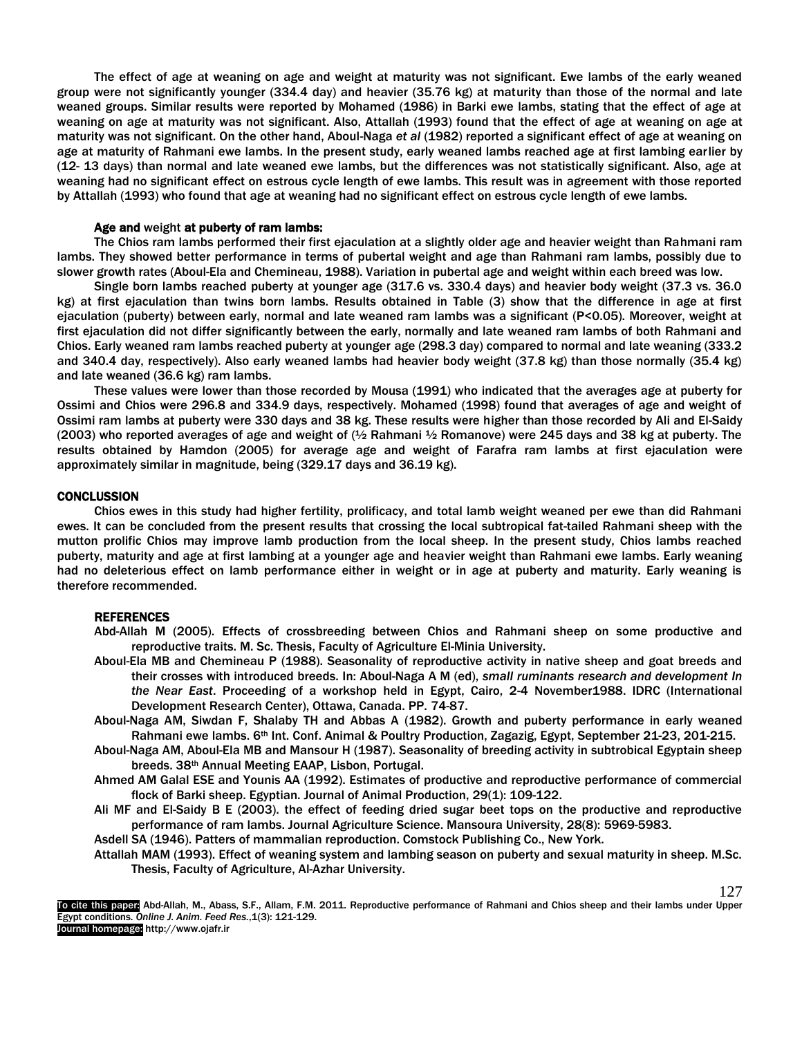The effect of age at weaning on age and weight at maturity was not significant. Ewe lambs of the early weaned group were not significantly younger (334.4 day) and heavier (35.76 kg) at maturity than those of the normal and late weaned groups. Similar results were reported by Mohamed (1986) in Barki ewe lambs, stating that the effect of age at weaning on age at maturity was not significant. Also, Attallah (1993) found that the effect of age at weaning on age at maturity was not significant. On the other hand, Aboul-Naga *et al* (1982) reported a significant effect of age at weaning on age at maturity of Rahmani ewe lambs. In the present study, early weaned lambs reached age at first lambing earlier by (12- 13 days) than normal and late weaned ewe lambs, but the differences was not statistically significant. Also, age at weaning had no significant effect on estrous cycle length of ewe lambs. This result was in agreement with those reported by Attallah (1993) who found that age at weaning had no significant effect on estrous cycle length of ewe lambs.

### Age and weight at puberty of ram lambs:

The Chios ram lambs performed their first ejaculation at a slightly older age and heavier weight than Rahmani ram lambs. They showed better performance in terms of pubertal weight and age than Rahmani ram lambs, possibly due to slower growth rates (Aboul-Ela and Chemineau, 1988). Variation in pubertal age and weight within each breed was low.

Single born lambs reached puberty at younger age (317.6 vs. 330.4 days) and heavier body weight (37.3 vs. 36.0 kg) at first ejaculation than twins born lambs. Results obtained in Table (3) show that the difference in age at first ejaculation (puberty) between early, normal and late weaned ram lambs was a significant ($P<0.05$). Moreover, weight at first ejaculation did not differ significantly between the early, normally and late weaned ram lambs of both Rahmani and Chios. Early weaned ram lambs reached puberty at younger age (298.3 day) compared to normal and late weaning (333.2 and 340.4 day, respectively). Also early weaned lambs had heavier body weight (37.8 kg) than those normally (35.4 kg) and late weaned (36.6 kg) ram lambs.

These values were lower than those recorded by Mousa (1991) who indicated that the averages age at puberty for Ossimi and Chios were 296.8 and 334.9 days, respectively. Mohamed (1998) found that averages of age and weight of Ossimi ram lambs at puberty were 330 days and 38 kg. These results were higher than those recorded by Ali and El-Saidy (2003) who reported averages of age and weight of (½ Rahmani ½ Romanove) were 245 days and 38 kg at puberty. The results obtained by Hamdon (2005) for average age and weight of Farafra ram lambs at first ejaculation were approximately similar in magnitude, being (329.17 days and 36.19 kg).

## CONCLUSSION

Chios ewes in this study had higher fertility, prolificacy, and total lamb weight weaned per ewe than did Rahmani ewes. It can be concluded from the present results that crossing the local subtropical fat-tailed Rahmani sheep with the mutton prolific Chios may improve lamb production from the local sheep. In the present study, Chios lambs reached puberty, maturity and age at first lambing at a younger age and heavier weight than Rahmani ewe lambs. Early weaning had no deleterious effect on lamb performance either in weight or in age at puberty and maturity. Early weaning is therefore recommended.

## REFERENCES

Abd-Allah M (2005). Effects of crossbreeding between Chios and Rahmani sheep on some productive and reproductive traits. M. Sc. Thesis, Faculty of Agriculture El-Minia University.

Aboul-Ela MB and Chemineau P (1988). Seasonality of reproductive activity in native sheep and goat breeds and their crosses with introduced breeds. In: Aboul-Naga A M (ed), *small ruminants research and development In the Near East*. Proceeding of a workshop held in Egypt, Cairo, 2-4 November1988. IDRC (International Development Research Center), Ottawa, Canada. PP. 74-87.

Aboul-Naga AM, Siwdan F, Shalaby TH and Abbas A (1982). Growth and puberty performance in early weaned Rahmani ewe lambs. 6th Int. Conf. Animal & Poultry Production, Zagazig, Egypt, September 21-23, 201-215.

Aboul-Naga AM, Aboul-Ela MB and Mansour H (1987). Seasonality of breeding activity in subtrobical Egyptain sheep breeds. 38th Annual Meeting EAAP, Lisbon, Portugal.

Ahmed AM Galal ESE and Younis AA (1992). Estimates of productive and reproductive performance of commercial flock of Barki sheep. Egyptian. Journal of Animal Production, 29(1): 109-122.

Ali MF and El-Saidy B E (2003). the effect of feeding dried sugar beet tops on the productive and reproductive performance of ram lambs. Journal Agriculture Science. Mansoura University, 28(8): 5969-5983.

Asdell SA (1946). Patters of mammalian reproduction. Comstock Publishing Co., New York.

Attallah MAM (1993). Effect of weaning system and lambing season on puberty and sexual maturity in sheep. M.Sc. Thesis, Faculty of Agriculture, Al-Azhar University.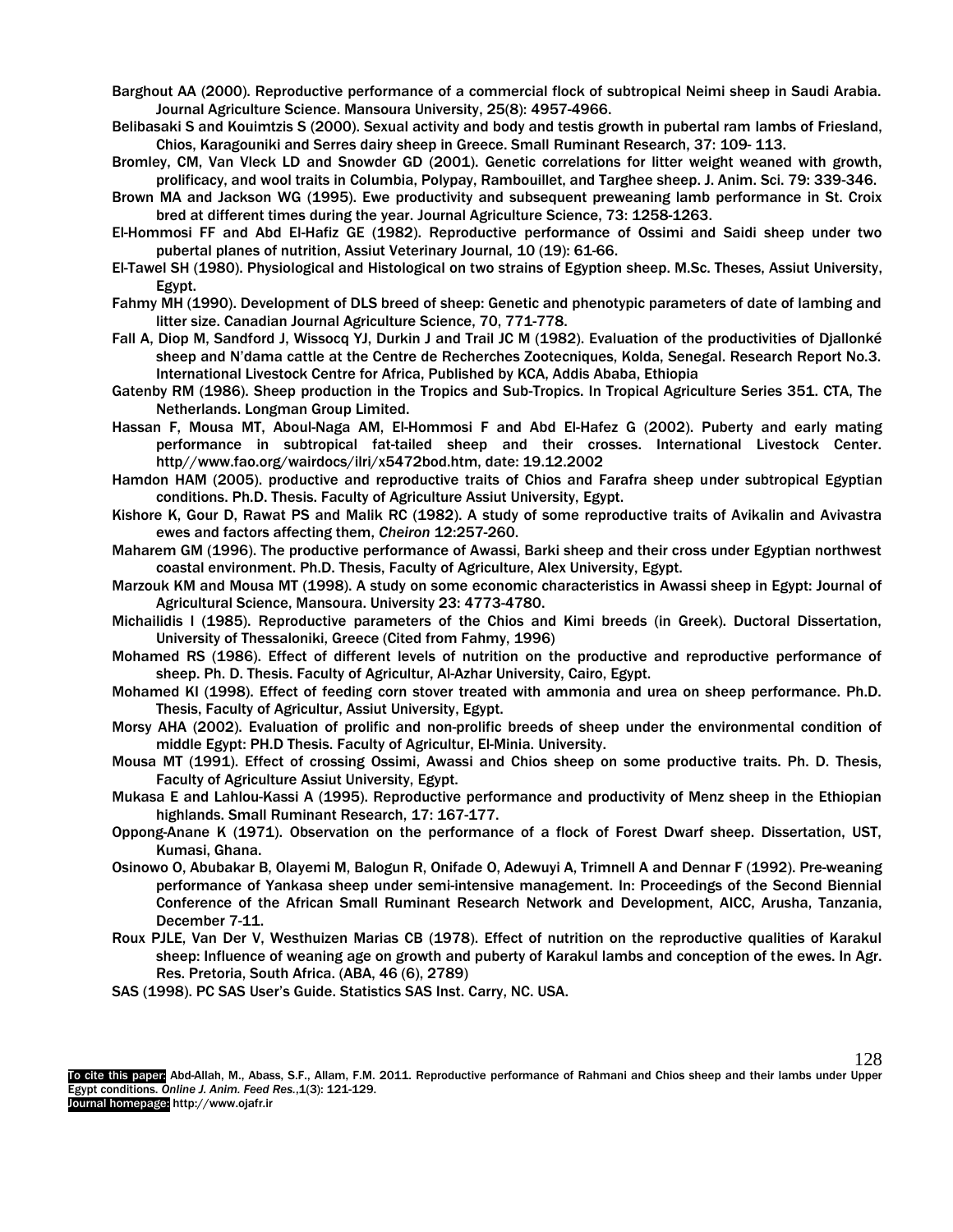Barghout AA (2000). Reproductive performance of a commercial flock of subtropical Neimi sheep in Saudi Arabia. Journal Agriculture Science. Mansoura University, 25(8): 4957-4966.

Belibasaki S and Kouimtzis S (2000). Sexual activity and body and testis growth in pubertal ram lambs of Friesland, Chios, Karagouniki and Serres dairy sheep in Greece. Small Ruminant Research, 37: 109- 113.

Bromley, CM, Van Vleck LD and Snowder GD (2001). Genetic correlations for litter weight weaned with growth, prolificacy, and wool traits in Columbia, Polypay, Rambouillet, and Targhee sheep. J. Anim. Sci. 79: 339-346.

Brown MA and Jackson WG (1995). Ewe productivity and subsequent preweaning lamb performance in St. Croix bred at different times during the year. Journal Agriculture Science, 73: 1258-1263.

El-Hommosi FF and Abd El-Hafiz GE (1982). Reproductive performance of Ossimi and Saidi sheep under two pubertal planes of nutrition, Assiut Veterinary Journal, 10 (19): 61-66.

El-Tawel SH (1980). Physiological and Histological on two strains of Egyption sheep. M.Sc. Theses, Assiut University, Egypt.

Fahmy MH (1990). Development of DLS breed of sheep: Genetic and phenotypic parameters of date of lambing and litter size. Canadian Journal Agriculture Science, 70, 771-778.

Fall A, Diop M, Sandford J, Wissocq YJ, Durkin J and Trail JC M (1982). Evaluation of the productivities of Djallonké sheep and N'dama cattle at the Centre de Recherches Zootecniques, Kolda, Senegal. Research Report No.3. International Livestock Centre for Africa, Published by KCA, Addis Ababa, Ethiopia

Gatenby RM (1986). Sheep production in the Tropics and Sub-Tropics. In Tropical Agriculture Series 351. CTA, The Netherlands. Longman Group Limited.

Hassan F, Mousa MT, Aboul-Naga AM, El-Hommosi F and Abd El-Hafez G (2002). Puberty and early mating performance in subtropical fat-tailed sheep and their crosses. International Livestock Center. http//www.fao.org/wairdocs/ilri/x5472bod.htm, date: 19.12.2002

Hamdon HAM (2005). productive and reproductive traits of Chios and Farafra sheep under subtropical Egyptian conditions. Ph.D. Thesis. Faculty of Agriculture Assiut University, Egypt.

Kishore K, Gour D, Rawat PS and Malik RC (1982). A study of some reproductive traits of Avikalin and Avivastra ewes and factors affecting them, *Cheiron* 12:257-260.

Maharem GM (1996). The productive performance of Awassi, Barki sheep and their cross under Egyptian northwest coastal environment. Ph.D. Thesis, Faculty of Agriculture, Alex University, Egypt.

Marzouk KM and Mousa MT (1998). A study on some economic characteristics in Awassi sheep in Egypt: Journal of Agricultural Science, Mansoura. University 23: 4773-4780.

Michailidis I (1985). Reproductive parameters of the Chios and Kimi breeds (in Greek). Ductoral Dissertation, University of Thessaloniki, Greece (Cited from Fahmy, 1996)

Mohamed RS (1986). Effect of different levels of nutrition on the productive and reproductive performance of sheep. Ph. D. Thesis. Faculty of Agricultur, Al-Azhar University, Cairo, Egypt.

Mohamed KI (1998). Effect of feeding corn stover treated with ammonia and urea on sheep performance. Ph.D. Thesis, Faculty of Agricultur, Assiut University, Egypt.

Morsy AHA (2002). Evaluation of prolific and non-prolific breeds of sheep under the environmental condition of middle Egypt: PH.D Thesis. Faculty of Agricultur, El-Minia. University.

Mousa MT (1991). Effect of crossing Ossimi, Awassi and Chios sheep on some productive traits. Ph. D. Thesis, Faculty of Agriculture Assiut University, Egypt.

Mukasa E and Lahlou-Kassi A (1995). Reproductive performance and productivity of Menz sheep in the Ethiopian highlands. Small Ruminant Research, 17: 167-177.

Oppong-Anane K (1971). Observation on the performance of a flock of Forest Dwarf sheep. Dissertation, UST, Kumasi, Ghana.

Osinowo O, Abubakar B, Olayemi M, Balogun R, Onifade O, Adewuyi A, Trimnell A and Dennar F (1992). Pre-weaning performance of Yankasa sheep under semi-intensive management. In: Proceedings of the Second Biennial Conference of the African Small Ruminant Research Network and Development, AICC, Arusha, Tanzania, December 7-11.

Roux PJLE, Van Der V, Westhuizen Marias CB (1978). Effect of nutrition on the reproductive qualities of Karakul sheep: Influence of weaning age on growth and puberty of Karakul lambs and conception of the ewes. In Agr. Res. Pretoria, South Africa. (ABA, 46 (6), 2789)

SAS (1998). PC SAS User's Guide. Statistics SAS Inst. Carry, NC. USA.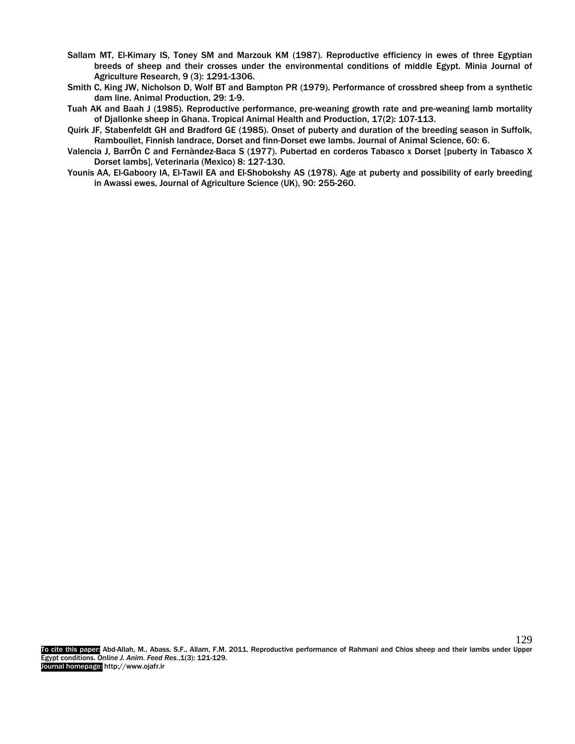Sallam MT, El-Kimary IS, Toney SM and Marzouk KM (1987). Reproductive efficiency in ewes of three Egyptian breeds of sheep and their crosses under the environmental conditions of middle Egypt. Minia Journal of Agriculture Research, 9 (3): 1291-1306.

Smith C, King JW, Nicholson D, Wolf BT and Bampton PR (1979). Performance of crossbred sheep from a synthetic dam line. Animal Production, 29: 1-9.

Tuah AK and Baah J (1985). Reproductive performance, pre-weaning growth rate and pre-weaning lamb mortality of Djallonke sheep in Ghana. Tropical Animal Health and Production, 17(2): 107-113.

Quirk JF, Stabenfeldt GH and Bradford GE (1985). Onset of puberty and duration of the breeding season in Suffolk, Ramboullet, Finnish landrace, Dorset and finn-Dorset ewe lambs. Journal of Animal Science, 60: 6.

Valencia J, BarrÓn C and Fernàndez-Baca S (1977). Pubertad en corderos Tabasco x Dorset [puberty in Tabasco X Dorset lambs], Veterinaria (Mexico) 8: 127-130.

Younis AA, El-Gaboory IA, El-Tawil EA and El-Shobokshy AS (1978). Age at puberty and possibility of early breeding in Awassi ewes, Journal of Agriculture Science (UK), 90: 255-260.